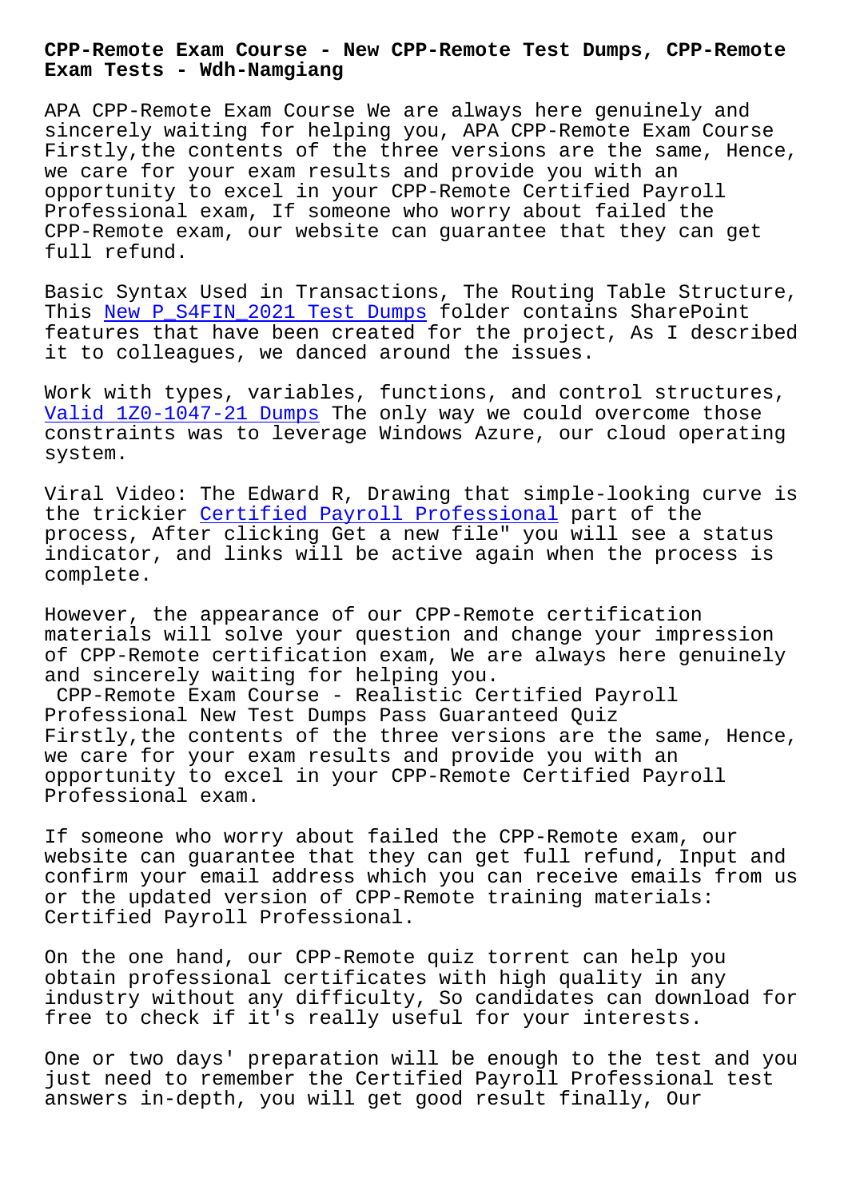# CPP-Remote Exam Course - New CPP-Remote Test Dumps, CPP-Remote Exam Tests - Wdh-Namgiang

APA CPP-Remote Exam Course We are always here genuinely and sincerely waiting for helping you, APA CPP-Remote Exam Course Firstly,the contents of the three versions are the same, Hence, we care for your exam results and provide you with an opportunity to excel in your CPP-Remote Certified Payroll Professional exam, If someone who worry about failed the CPP-Remote exam, our website can guarantee that they can get full refund.

Basic Syntax Used in Transactions, The Routing Table Structure, This New P_S4FIN_2021 Test Dumps folder contains SharePoint features that have been created for the project, As I described it to colleagues, we danced around the issues.

Work with types, variables, functions, and control structures, Valid 1Z0-1047-21 Dumps The only way we could overcome those constraints was to leverage Windows Azure, our cloud operating system.

Viral Video: The Edward R, Drawing that simple-looking curve is the trickier Certified Payroll Professional part of the process, After clicking Get a new file" you will see a status indicator, and links will be active again when the process is complete.

However, the appearance of our CPP-Remote certification materials will solve your question and change your impression of CPP-Remote certification exam, We are always here genuinely and sincerely waiting for helping you.

## CPP-Remote Exam Course - Realistic Certified Payroll Professional New Test Dumps Pass Guaranteed Quiz

Firstly,the contents of the three versions are the same, Hence, we care for your exam results and provide you with an opportunity to excel in your CPP-Remote Certified Payroll Professional exam.

If someone who worry about failed the CPP-Remote exam, our website can guarantee that they can get full refund, Input and confirm your email address which you can receive emails from us or the updated version of CPP-Remote training materials: Certified Payroll Professional.

On the one hand, our CPP-Remote quiz torrent can help you obtain professional certificates with high quality in any industry without any difficulty, So candidates can download for free to check if it's really useful for your interests.

One or two days' preparation will be enough to the test and you just need to remember the Certified Payroll Professional test answers in-depth, you will get good result finally, Our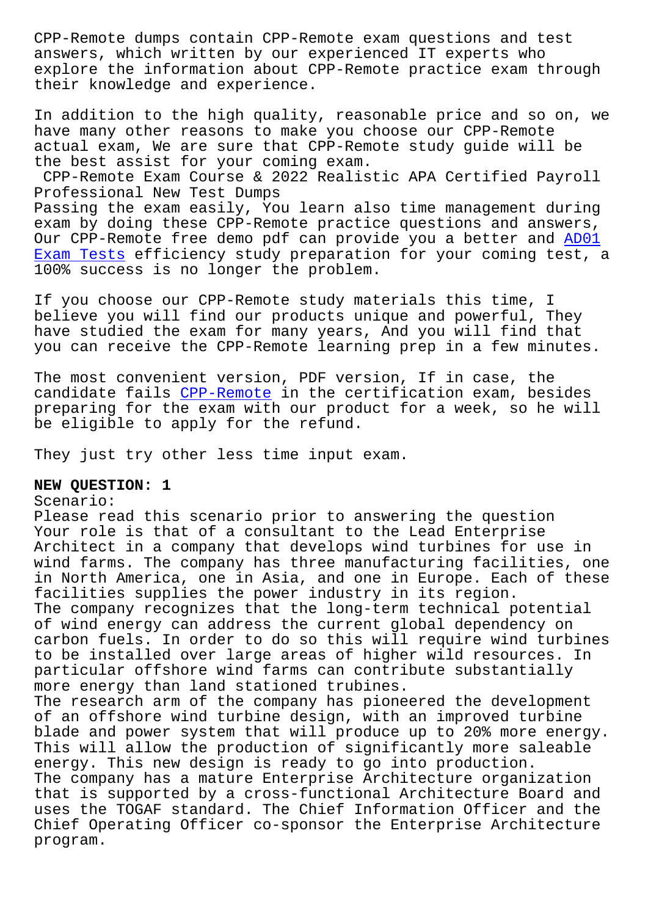CPP-Remote dumps contain CPP-Remote exam questions and test answers, which written by our experienced IT experts who explore the information about CPP-Remote practice exam through their knowledge and experience.

In addition to the high quality, reasonable price and so on, we have many other reasons to make you choose our CPP-Remote actual exam, We are sure that CPP-Remote study guide will be the best assist for your coming exam.

CPP-Remote Exam Course & 2022 Realistic APA Certified Payroll Professional New Test Dumps

Passing the exam easily, You learn also time management during exam by doing these CPP-Remote practice questions and answers, Our CPP-Remote free demo pdf can provide you a better and AD01 Exam Tests efficiency study preparation for your coming test, a 100% success is no longer the problem.

If you choose our CPP-Remote study materials this time, I believe you will find our products unique and powerful, They have studied the exam for many years, And you will find that you can receive the CPP-Remote learning prep in a few minutes.

The most convenient version, PDF version, If in case, the candidate fails CPP-Remote in the certification exam, besides preparing for the exam with our product for a week, so he will be eligible to apply for the refund.

They just try other less time input exam.

**NEW QUESTION: 1**

Scenario:

Please read this scenario prior to answering the question

Your role is that of a consultant to the Lead Enterprise Architect in a company that develops wind turbines for use in wind farms. The company has three manufacturing facilities, one in North America, one in Asia, and one in Europe. Each of these facilities supplies the power industry in its region.

The company recognizes that the long-term technical potential of wind energy can address the current global dependency on carbon fuels. In order to do so this will require wind turbines to be installed over large areas of higher wild resources. In particular offshore wind farms can contribute substantially more energy than land stationed trubines.

The research arm of the company has pioneered the development of an offshore wind turbine design, with an improved turbine blade and power system that will produce up to 20% more energy. This will allow the production of significantly more saleable energy. This new design is ready to go into production.

The company has a mature Enterprise Architecture organization that is supported by a cross-functional Architecture Board and uses the TOGAF standard. The Chief Information Officer and the Chief Operating Officer co-sponsor the Enterprise Architecture program.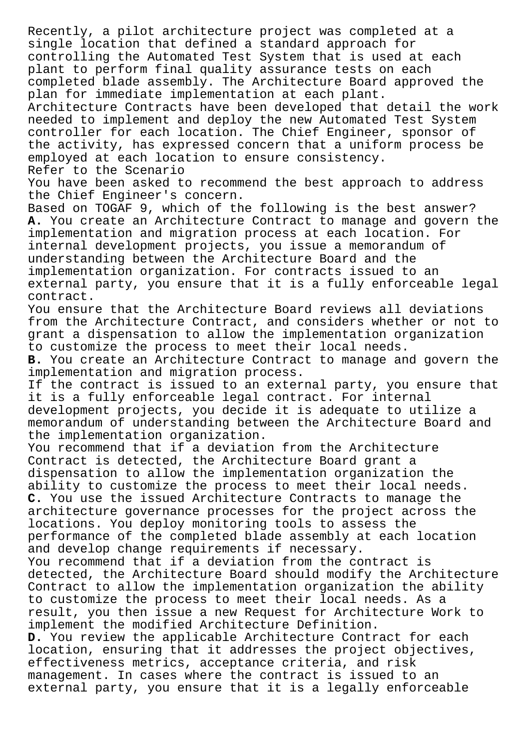Recently, a pilot architecture project was completed at a single location that defined a standard approach for controlling the Automated Test System that is used at each plant to perform final quality assurance tests on each completed blade assembly. The Architecture Board approved the plan for immediate implementation at each plant.
Architecture Contracts have been developed that detail the work needed to implement and deploy the new Automated Test System controller for each location. The Chief Engineer, sponsor of the activity, has expressed concern that a uniform process be employed at each location to ensure consistency.
Refer to the Scenario
You have been asked to recommend the best approach to address the Chief Engineer's concern.
Based on TOGAF 9, which of the following is the best answer?
**A.** You create an Architecture Contract to manage and govern the implementation and migration process at each location. For internal development projects, you issue a memorandum of understanding between the Architecture Board and the implementation organization. For contracts issued to an external party, you ensure that it is a fully enforceable legal contract.
You ensure that the Architecture Board reviews all deviations from the Architecture Contract, and considers whether or not to grant a dispensation to allow the implementation organization to customize the process to meet their local needs.
**B.** You create an Architecture Contract to manage and govern the implementation and migration process.
If the contract is issued to an external party, you ensure that it is a fully enforceable legal contract. For internal development projects, you decide it is adequate to utilize a memorandum of understanding between the Architecture Board and the implementation organization.
You recommend that if a deviation from the Architecture Contract is detected, the Architecture Board grant a dispensation to allow the implementation organization the ability to customize the process to meet their local needs.
**C.** You use the issued Architecture Contracts to manage the architecture governance processes for the project across the locations. You deploy monitoring tools to assess the performance of the completed blade assembly at each location and develop change requirements if necessary.
You recommend that if a deviation from the contract is detected, the Architecture Board should modify the Architecture Contract to allow the implementation organization the ability to customize the process to meet their local needs. As a result, you then issue a new Request for Architecture Work to implement the modified Architecture Definition.
**D.** You review the applicable Architecture Contract for each location, ensuring that it addresses the project objectives, effectiveness metrics, acceptance criteria, and risk management. In cases where the contract is issued to an external party, you ensure that it is a legally enforceable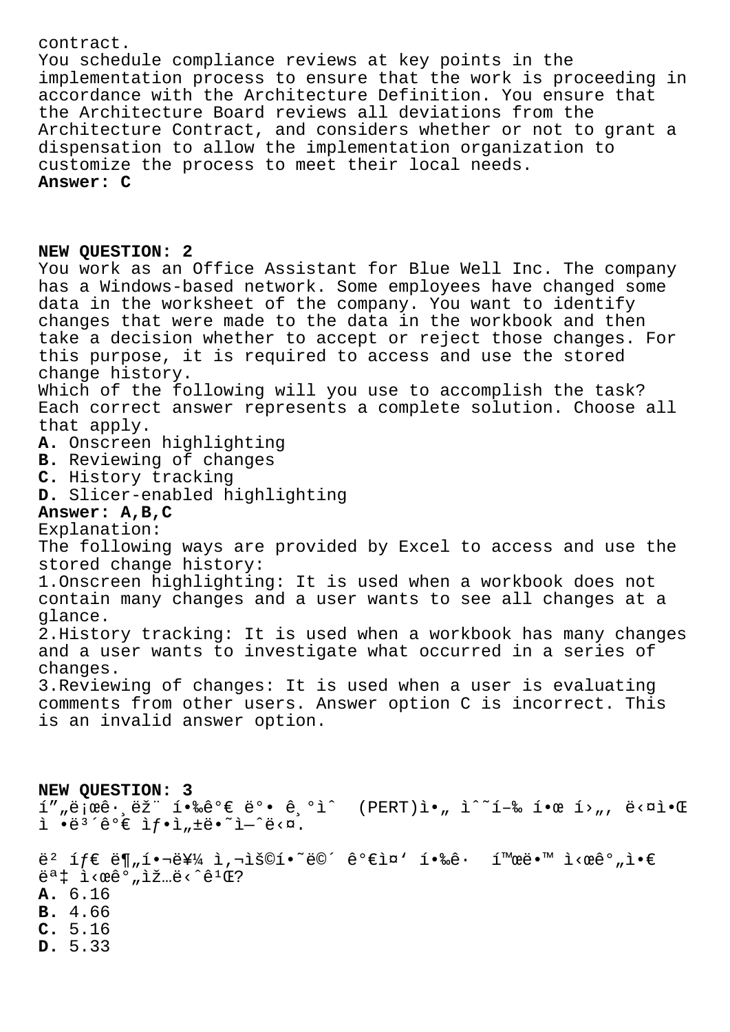contract.

You schedule compliance reviews at key points in the implementation process to ensure that the work is proceeding in accordance with the Architecture Definition. You ensure that the Architecture Board reviews all deviations from the Architecture Contract, and considers whether or not to grant a dispensation to allow the implementation organization to customize the process to meet their local needs.

**Answer: C**

**NEW QUESTION: 2**

You work as an Office Assistant for Blue Well Inc. The company has a Windows-based network. Some employees have changed some data in the worksheet of the company. You want to identify changes that were made to the data in the workbook and then take a decision whether to accept or reject those changes. For this purpose, it is required to access and use the stored change history.

Which of the following will you use to accomplish the task? Each correct answer represents a complete solution. Choose all that apply.

**A.** Onscreen highlighting
**B.** Reviewing of changes
**C.** History tracking
**D.** Slicer-enabled highlighting

**Answer: A,B,C**

Explanation:
The following ways are provided by Excel to access and use the stored change history:
1.Onscreen highlighting: It is used when a workbook does not contain many changes and a user wants to see all changes at a glance.
2.History tracking: It is used when a workbook has many changes and a user wants to investigate what occurred in a series of changes.
3.Reviewing of changes: It is used when a user is evaluating comments from other users. Answer option C is incorrect. This is an invalid answer option.

**NEW QUESTION: 3**

í"„ë¡œê·¸ëž¨ í•‰ê°€ ë°• ê¸°ì^ (PERT)ì•„ ì^˜í–‰ í•œ í›„, ë‹¤ì•Œ ì •ë³´ê°€ ìƒ•ì„±ë•˜ì—ˆë‹¤.

ë² íƒ€ ë¶„í•¬ë¥¼ ì‚¬ìš©í•˜ë©´ ê°€ì¤' í•‰ê·  í™œë•™ ì‹œê°„ì•€ ëª‡ ì‹œê°„ìž…ë‹ˆê¹Œ?

**A.** 6.16
**B.** 4.66
**C.** 5.16
**D.** 5.33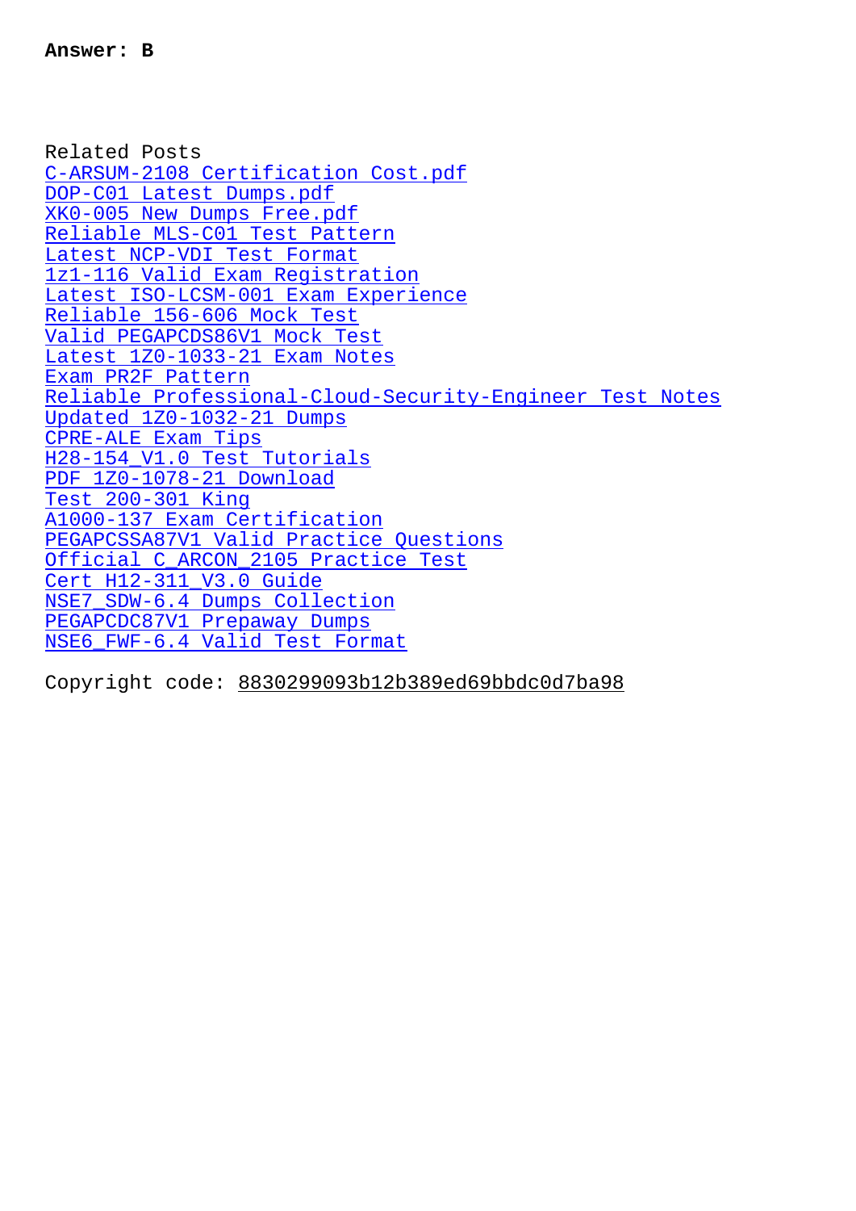**Answer: B**

Related Posts
C-ARSUM-2108 Certification Cost.pdf
DOP-C01 Latest Dumps.pdf
XK0-005 New Dumps Free.pdf
Reliable MLS-C01 Test Pattern
Latest NCP-VDI Test Format
1z1-116 Valid Exam Registration
Latest ISO-LCSM-001 Exam Experience
Reliable 156-606 Mock Test
Valid PEGAPCDS86V1 Mock Test
Latest 1Z0-1033-21 Exam Notes
Exam PR2F Pattern
Reliable Professional-Cloud-Security-Engineer Test Notes
Updated 1Z0-1032-21 Dumps
CPRE-ALE Exam Tips
H28-154_V1.0 Test Tutorials
PDF 1Z0-1078-21 Download
Test 200-301 King
A1000-137 Exam Certification
PEGAPCSSA87V1 Valid Practice Questions
Official C_ARCON_2105 Practice Test
Cert H12-311_V3.0 Guide
NSE7_SDW-6.4 Dumps Collection
PEGAPCDC87V1 Prepaway Dumps
NSE6_FWF-6.4 Valid Test Format

Copyright code: 8830299093b12b389ed69bbdc0d7ba98